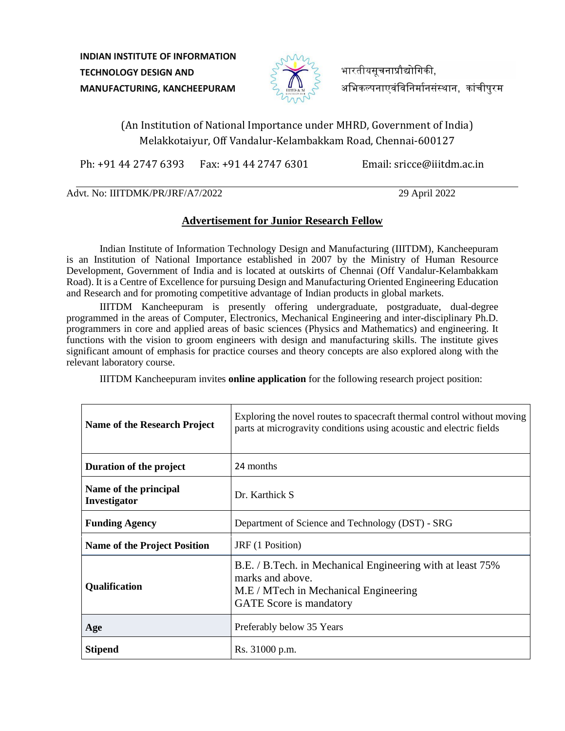**INDIAN INSTITUTE OF INFORMATION TECHNOLOGY DESIGN AND MANUFACTURING, KANCHEEPURAM**

भारतीयसूचनाप्रौद्योगिकी, अभिकल्पनाएवंविनिर्मानसंस्थान, कांचीपुरम

(An Institution of National Importance under MHRD, Government of India)
Melakkotaiyur, Off Vandalur-Kelambakkam Road, Chennai-600127

Ph: +91 44 2747 6393 Fax: +91 44 2747 6301 Email: sricce@iiitdm.ac.in

Advt. No: IIITDMK/PR/JRF/A7/2022 29 April 2022

## Advertisement for Junior Research Fellow

Indian Institute of Information Technology Design and Manufacturing (IIITDM), Kancheepuram is an Institution of National Importance established in 2007 by the Ministry of Human Resource Development, Government of India and is located at outskirts of Chennai (Off Vandalur-Kelambakkam Road). It is a Centre of Excellence for pursuing Design and Manufacturing Oriented Engineering Education and Research and for promoting competitive advantage of Indian products in global markets.

IIITDM Kancheepuram is presently offering undergraduate, postgraduate, dual-degree programmed in the areas of Computer, Electronics, Mechanical Engineering and inter-disciplinary Ph.D. programmers in core and applied areas of basic sciences (Physics and Mathematics) and engineering. It functions with the vision to groom engineers with design and manufacturing skills. The institute gives significant amount of emphasis for practice courses and theory concepts are also explored along with the relevant laboratory course.

IIITDM Kancheepuram invites **online application** for the following research project position:

| | |
|---|---|
| **Name of the Research Project** | Exploring the novel routes to spacecraft thermal control without moving parts at microgravity conditions using acoustic and electric fields |
| **Duration of the project** | 24 months |
| **Name of the principal Investigator** | Dr. Karthick S |
| **Funding Agency** | Department of Science and Technology (DST) - SRG |
| **Name of the Project Position** | JRF (1 Position) |
| **Qualification** | B.E. / B.Tech. in Mechanical Engineering with at least 75% marks and above.<br>M.E / MTech in Mechanical Engineering<br>GATE Score is mandatory |
| **Age** | Preferably below 35 Years |
| **Stipend** | Rs. 31000 p.m. |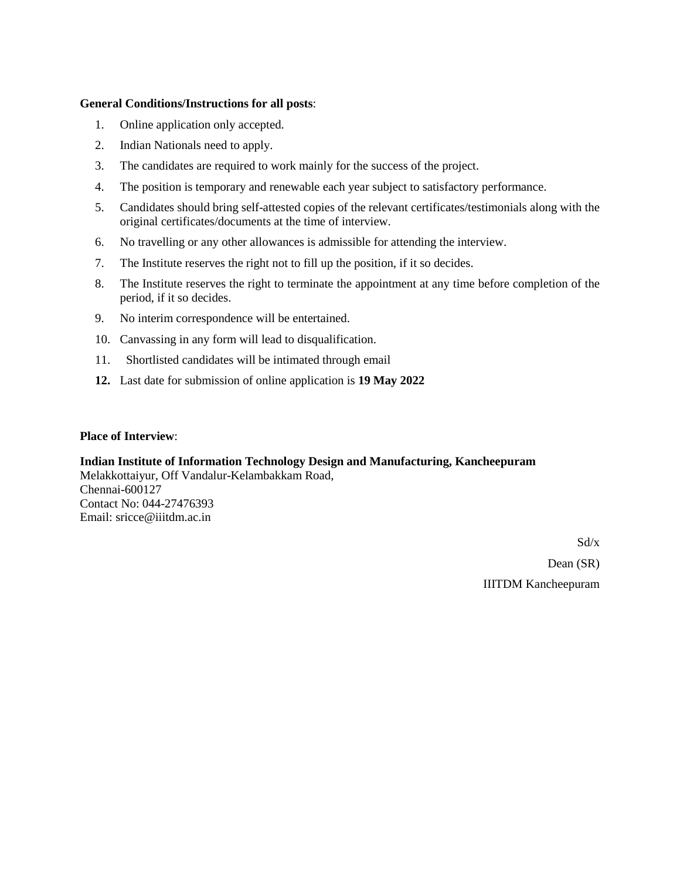**General Conditions/Instructions for all posts**:

1. Online application only accepted.
2. Indian Nationals need to apply.
3. The candidates are required to work mainly for the success of the project.
4. The position is temporary and renewable each year subject to satisfactory performance.
5. Candidates should bring self-attested copies of the relevant certificates/testimonials along with the original certificates/documents at the time of interview.
6. No travelling or any other allowances is admissible for attending the interview.
7. The Institute reserves the right not to fill up the position, if it so decides.
8. The Institute reserves the right to terminate the appointment at any time before completion of the period, if it so decides.
9. No interim correspondence will be entertained.
10. Canvassing in any form will lead to disqualification.
11. Shortlisted candidates will be intimated through email
12. Last date for submission of online application is **19 May 2022**

**Place of Interview**:

**Indian Institute of Information Technology Design and Manufacturing, Kancheepuram**
Melakkottaiyur, Off Vandalur-Kelambakkam Road,
Chennai-600127
Contact No: 044-27476393
Email: sricce@iiitdm.ac.in

Sd/x

Dean (SR)

IIITDM Kancheepuram